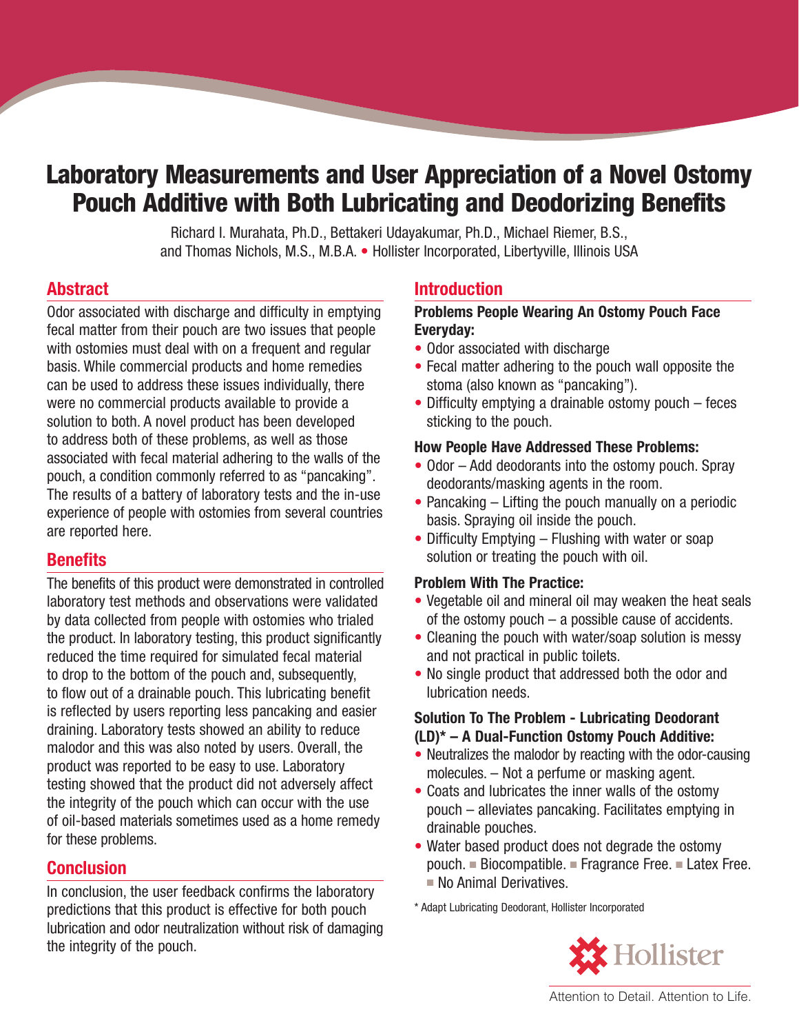# Laboratory Measurements and User Appreciation of a Novel Ostomy Pouch Additive with Both Lubricating and Deodorizing Benefits

Richard I. Murahata, Ph.D., Bettakeri Udayakumar, Ph.D., Michael Riemer, B.S., and Thomas Nichols, M.S., M.B.A. • Hollister Incorporated, Libertyville, Illinois USA

## Abstract

Odor associated with discharge and difficulty in emptying fecal matter from their pouch are two issues that people with ostomies must deal with on a frequent and regular basis. While commercial products and home remedies can be used to address these issues individually, there were no commercial products available to provide a solution to both. A novel product has been developed to address both of these problems, as well as those associated with fecal material adhering to the walls of the pouch, a condition commonly referred to as "pancaking". The results of a battery of laboratory tests and the in-use experience of people with ostomies from several countries are reported here.

## Benefits

The benefits of this product were demonstrated in controlled laboratory test methods and observations were validated by data collected from people with ostomies who trialed the product. In laboratory testing, this product significantly reduced the time required for simulated fecal material to drop to the bottom of the pouch and, subsequently, to flow out of a drainable pouch. This lubricating benefit is reflected by users reporting less pancaking and easier draining. Laboratory tests showed an ability to reduce malodor and this was also noted by users. Overall, the product was reported to be easy to use. Laboratory testing showed that the product did not adversely affect the integrity of the pouch which can occur with the use of oil-based materials sometimes used as a home remedy for these problems.

## Conclusion

In conclusion, the user feedback confirms the laboratory predictions that this product is effective for both pouch lubrication and odor neutralization without risk of damaging the integrity of the pouch.

## Introduction

**Problems People Wearing An Ostomy Pouch Face Everyday:**

- Odor associated with discharge
- Fecal matter adhering to the pouch wall opposite the stoma (also known as "pancaking").
- Difficulty emptying a drainable ostomy pouch – feces sticking to the pouch.

**How People Have Addressed These Problems:**

- Odor – Add deodorants into the ostomy pouch. Spray deodorants/masking agents in the room.
- Pancaking – Lifting the pouch manually on a periodic basis. Spraying oil inside the pouch.
- Difficulty Emptying – Flushing with water or soap solution or treating the pouch with oil.

**Problem With The Practice:**

- Vegetable oil and mineral oil may weaken the heat seals of the ostomy pouch – a possible cause of accidents.
- Cleaning the pouch with water/soap solution is messy and not practical in public toilets.
- No single product that addressed both the odor and lubrication needs.

**Solution To The Problem - Lubricating Deodorant (LD)* – A Dual-Function Ostomy Pouch Additive:**

- Neutralizes the malodor by reacting with the odor-causing molecules. – Not a perfume or masking agent.
- Coats and lubricates the inner walls of the ostomy pouch – alleviates pancaking. Facilitates emptying in drainable pouches.
- Water based product does not degrade the ostomy pouch. ■ Biocompatible. ■ Fragrance Free. ■ Latex Free. ■ No Animal Derivatives.

* Adapt Lubricating Deodorant, Hollister Incorporated

Hollister

Attention to Detail. Attention to Life.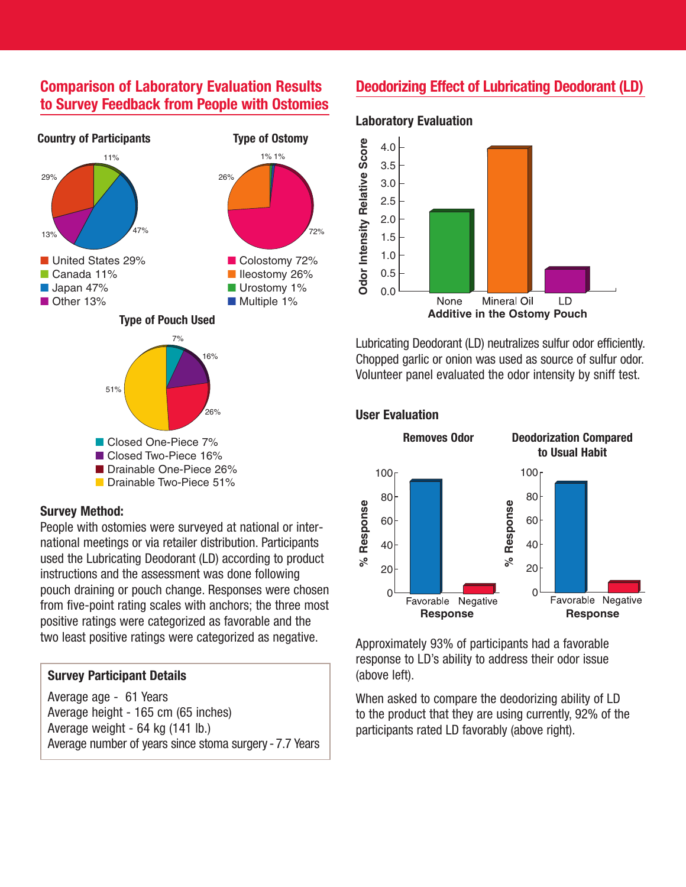## Comparison of Laboratory Evaluation Results to Survey Feedback from People with Ostomies

### Country of Participants

- United States 29%
- Canada 11%
- Japan 47%
- Other 13%

### Type of Ostomy

- Colostomy 72%
- Ileostomy 26%
- Urostomy 1%
- Multiple 1%

### Type of Pouch Used

- Closed One-Piece 7%
- Closed Two-Piece 16%
- Drainable One-Piece 26%
- Drainable Two-Piece 51%

### Survey Method:

People with ostomies were surveyed at national or international meetings or via retailer distribution. Participants used the Lubricating Deodorant (LD) according to product instructions and the assessment was done following pouch draining or pouch change. Responses were chosen from five-point rating scales with anchors; the three most positive ratings were categorized as favorable and the two least positive ratings were categorized as negative.

### Survey Participant Details

Average age - 61 Years
Average height - 165 cm (65 inches)
Average weight - 64 kg (141 lb.)
Average number of years since stoma surgery - 7.7 Years

## Deodorizing Effect of Lubricating Deodorant (LD)

### Laboratory Evaluation

Odor Intensity Relative Score by Additive in the Ostomy Pouch: None, Mineral Oil, LD

Lubricating Deodorant (LD) neutralizes sulfur odor efficiently. Chopped garlic or onion was used as source of sulfur odor. Volunteer panel evaluated the odor intensity by sniff test.

### User Evaluation

Removes Odor — % Response by Response: Favorable, Negative

Deodorization Compared to Usual Habit — % Response by Response: Favorable, Negative

Approximately 93% of participants had a favorable response to LD's ability to address their odor issue (above left).

When asked to compare the deodorizing ability of LD to the product that they are using currently, 92% of the participants rated LD favorably (above right).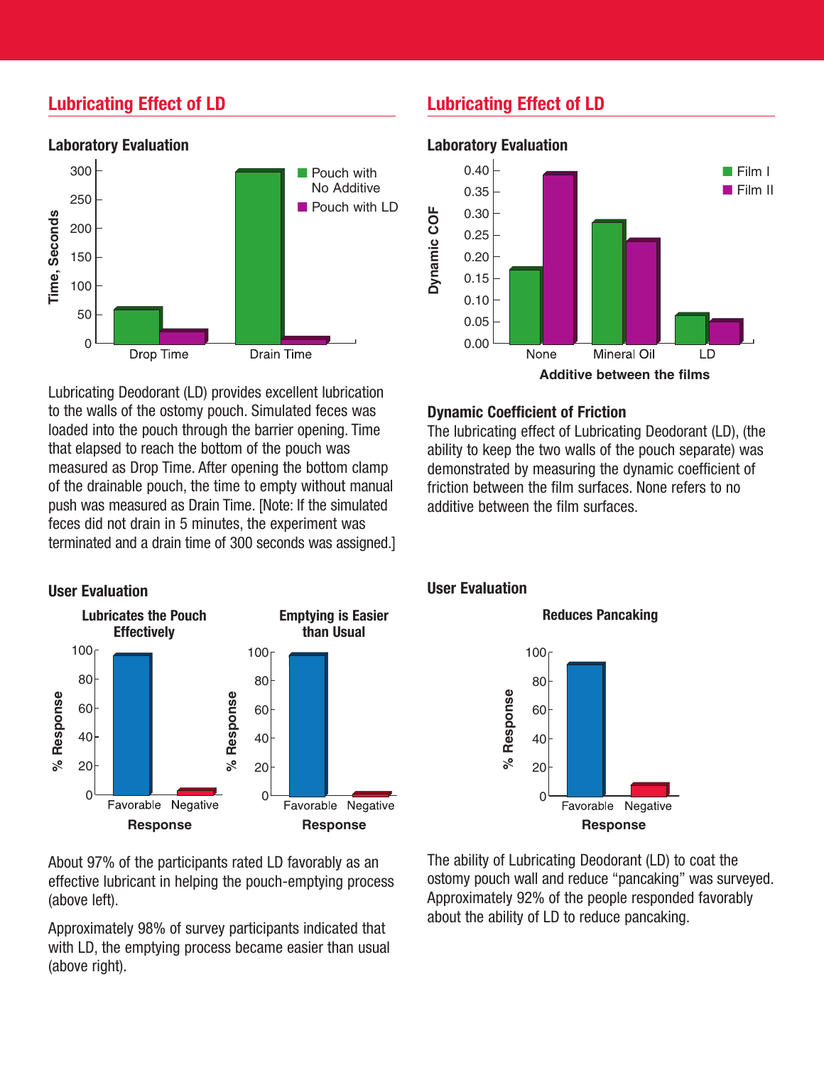## Lubricating Effect of LD

### Laboratory Evaluation

Lubricating Deodorant (LD) provides excellent lubrication to the walls of the ostomy pouch. Simulated feces was loaded into the pouch through the barrier opening. Time that elapsed to reach the bottom of the pouch was measured as Drop Time. After opening the bottom clamp of the drainable pouch, the time to empty without manual push was measured as Drain Time. [Note: If the simulated feces did not drain in 5 minutes, the experiment was terminated and a drain time of 300 seconds was assigned.]

### User Evaluation

About 97% of the participants rated LD favorably as an effective lubricant in helping the pouch-emptying process (above left).

Approximately 98% of survey participants indicated that with LD, the emptying process became easier than usual (above right).

## Lubricating Effect of LD

### Laboratory Evaluation

### Dynamic Coefficient of Friction

The lubricating effect of Lubricating Deodorant (LD), (the ability to keep the two walls of the pouch separate) was demonstrated by measuring the dynamic coefficient of friction between the film surfaces. None refers to no additive between the film surfaces.

### User Evaluation

The ability of Lubricating Deodorant (LD) to coat the ostomy pouch wall and reduce "pancaking" was surveyed. Approximately 92% of the people responded favorably about the ability of LD to reduce pancaking.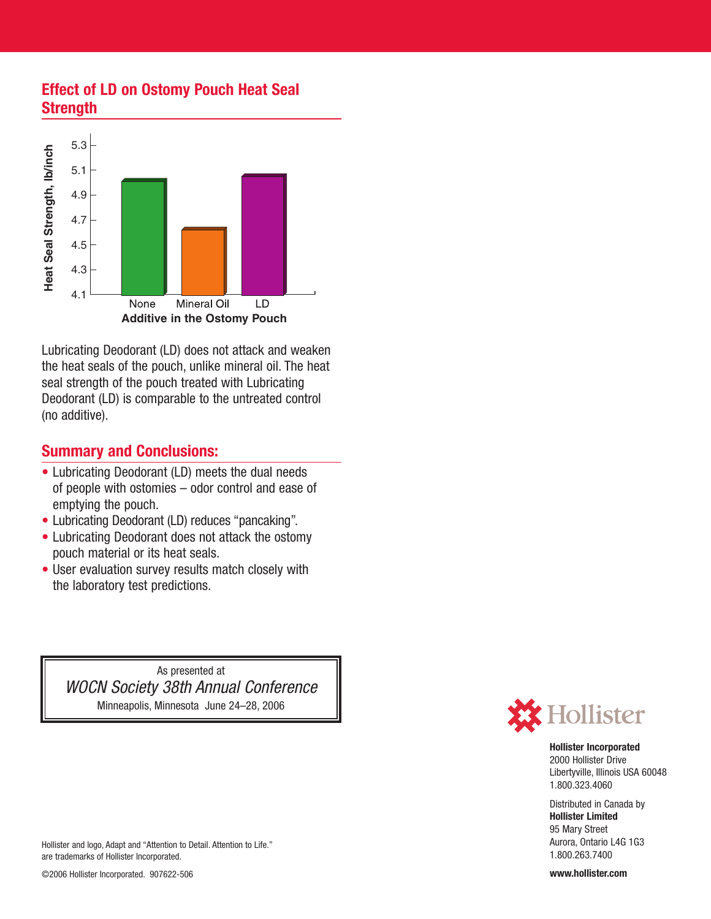## Effect of LD on Ostomy Pouch Heat Seal Strength

Heat Seal Strength, lb/inch

5.3
5.1
4.9
4.7
4.5
4.3
4.1

None
Mineral Oil
LD

Additive in the Ostomy Pouch

Lubricating Deodorant (LD) does not attack and weaken the heat seals of the pouch, unlike mineral oil. The heat seal strength of the pouch treated with Lubricating Deodorant (LD) is comparable to the untreated control (no additive).

## Summary and Conclusions:

- Lubricating Deodorant (LD) meets the dual needs of people with ostomies – odor control and ease of emptying the pouch.
- Lubricating Deodorant (LD) reduces "pancaking".
- Lubricating Deodorant does not attack the ostomy pouch material or its heat seals.
- User evaluation survey results match closely with the laboratory test predictions.

As presented at

*WOCN Society 38th Annual Conference*

Minneapolis, Minnesota June 24–28, 2006

Hollister

**Hollister Incorporated**
2000 Hollister Drive
Libertyville, Illinois USA 60048
1.800.323.4060

Distributed in Canada by
**Hollister Limited**
95 Mary Street
Aurora, Ontario L4G 1G3
1.800.263.7400

**www.hollister.com**

Hollister and logo, Adapt and "Attention to Detail. Attention to Life." are trademarks of Hollister Incorporated.

©2006 Hollister Incorporated. 907622-506